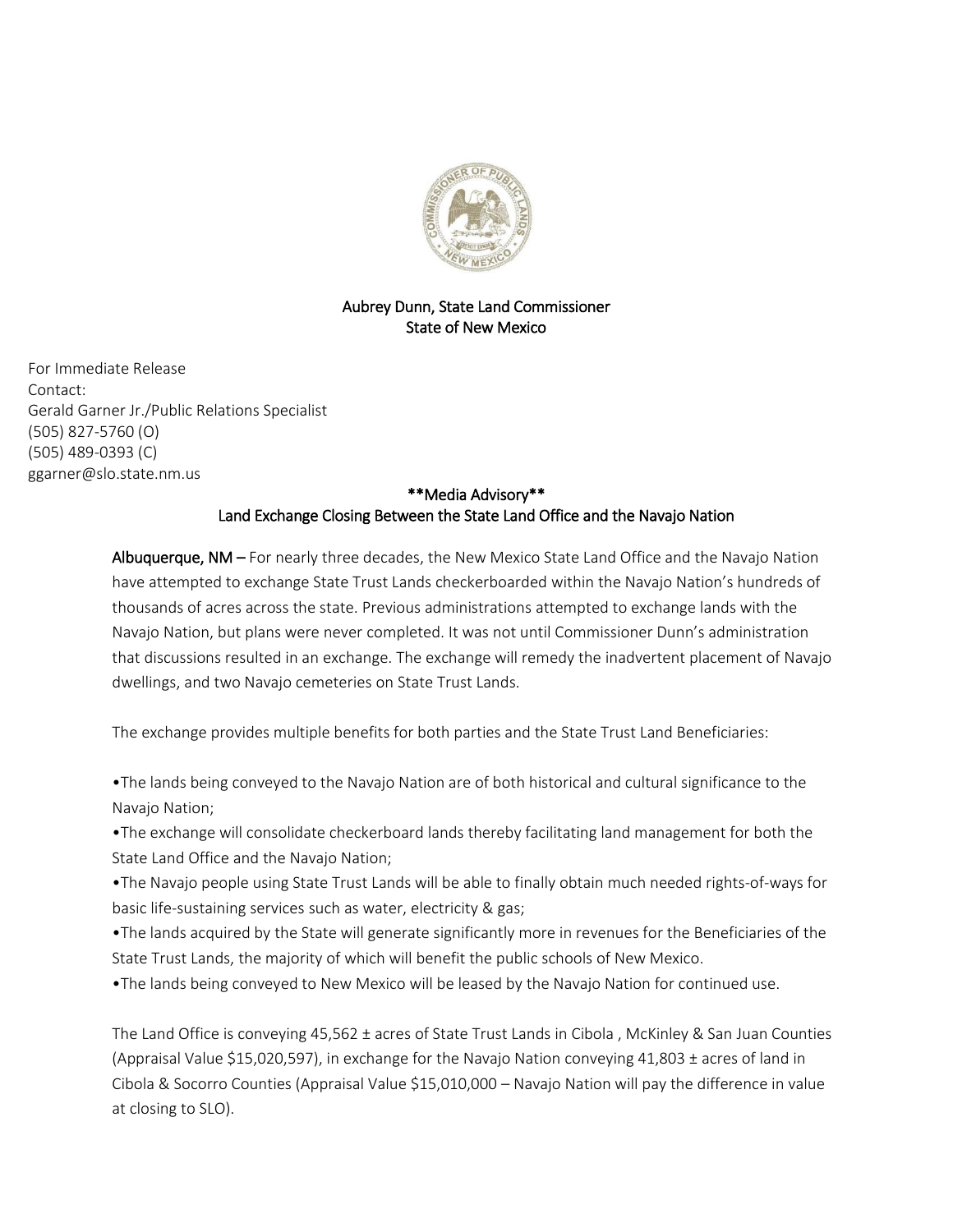**Aubrey Dunn, State Land Commissioner**
**State of New Mexico**

For Immediate Release
Contact:
Gerald Garner Jr./Public Relations Specialist
(505) 827-5760 (O)
(505) 489-0393 (C)
ggarner@slo.state.nm.us

## **Media Advisory**
## Land Exchange Closing Between the State Land Office and the Navajo Nation

**Albuquerque, NM –** For nearly three decades, the New Mexico State Land Office and the Navajo Nation have attempted to exchange State Trust Lands checkerboarded within the Navajo Nation's hundreds of thousands of acres across the state. Previous administrations attempted to exchange lands with the Navajo Nation, but plans were never completed. It was not until Commissioner Dunn's administration that discussions resulted in an exchange. The exchange will remedy the inadvertent placement of Navajo dwellings, and two Navajo cemeteries on State Trust Lands.

The exchange provides multiple benefits for both parties and the State Trust Land Beneficiaries:

- The lands being conveyed to the Navajo Nation are of both historical and cultural significance to the Navajo Nation;
- The exchange will consolidate checkerboard lands thereby facilitating land management for both the State Land Office and the Navajo Nation;
- The Navajo people using State Trust Lands will be able to finally obtain much needed rights-of-ways for basic life-sustaining services such as water, electricity & gas;
- The lands acquired by the State will generate significantly more in revenues for the Beneficiaries of the State Trust Lands, the majority of which will benefit the public schools of New Mexico.
- The lands being conveyed to New Mexico will be leased by the Navajo Nation for continued use.

The Land Office is conveying 45,562 ± acres of State Trust Lands in Cibola , McKinley & San Juan Counties (Appraisal Value $15,020,597), in exchange for the Navajo Nation conveying 41,803 ± acres of land in Cibola & Socorro Counties (Appraisal Value $15,010,000 – Navajo Nation will pay the difference in value at closing to SLO).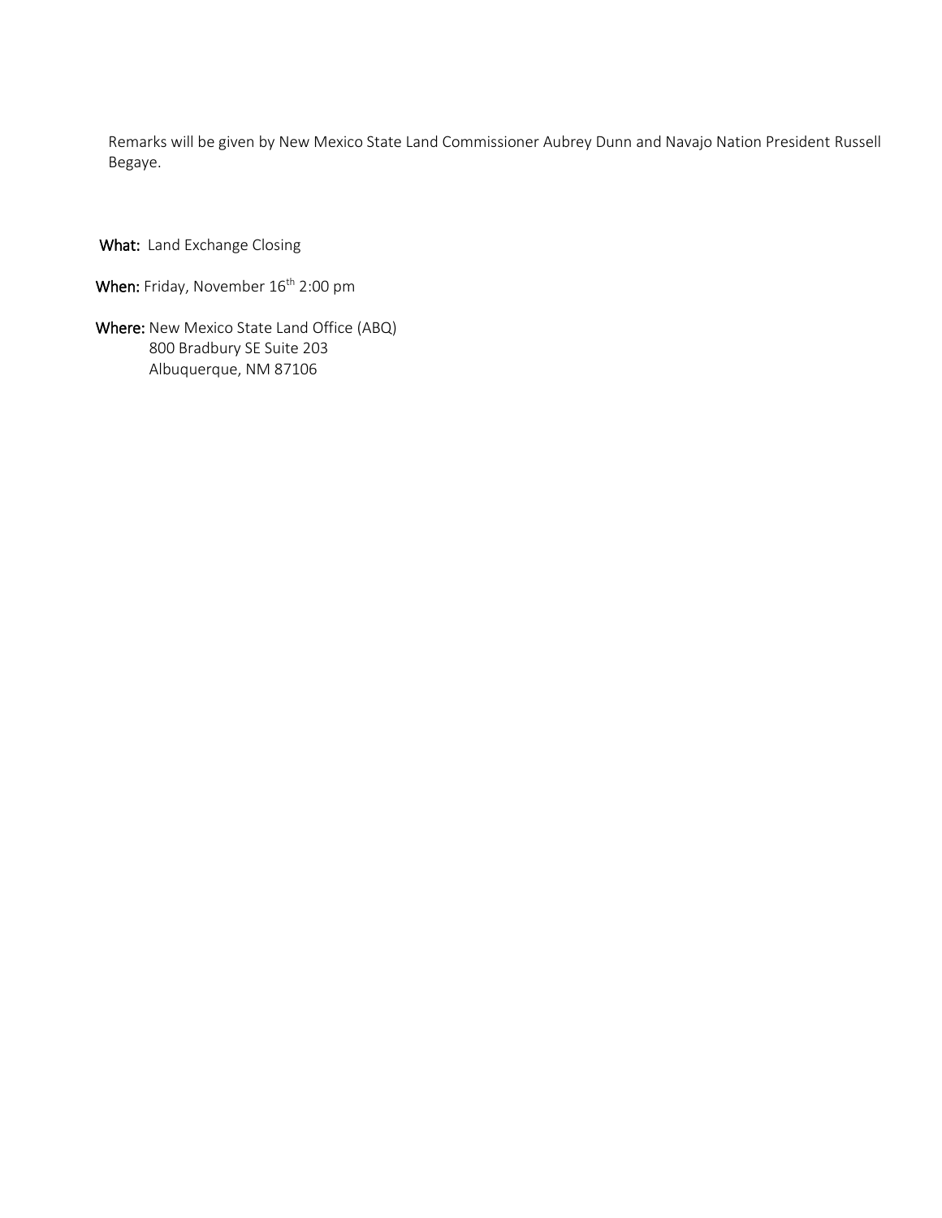Remarks will be given by New Mexico State Land Commissioner Aubrey Dunn and Navajo Nation President Russell Begaye.

**What:** Land Exchange Closing

**When:** Friday, November 16th 2:00 pm

**Where:** New Mexico State Land Office (ABQ)
800 Bradbury SE Suite 203
Albuquerque, NM 87106